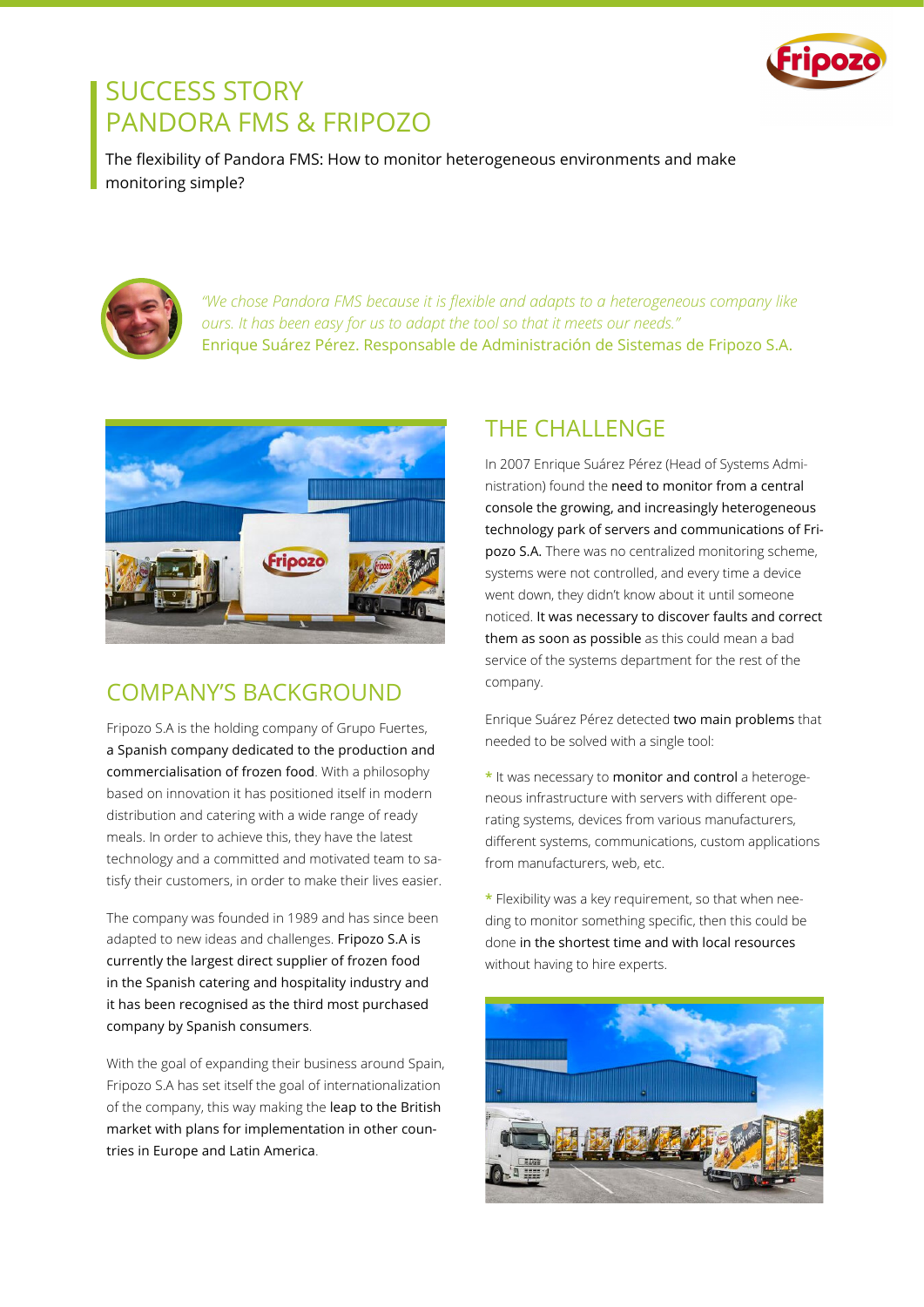# SUCCESS STORY
# PANDORA FMS & FRIPOZO

The flexibility of Pandora FMS: How to monitor heterogeneous environments and make monitoring simple?

*"We chose Pandora FMS because it is flexible and adapts to a heterogeneous company like ours. It has been easy for us to adapt the tool so that it meets our needs."*
Enrique Suárez Pérez. Responsable de Administración de Sistemas de Fripozo S.A.

## COMPANY'S BACKGROUND

Fripozo S.A is the holding company of Grupo Fuertes, a Spanish company dedicated to the production and commercialisation of frozen food. With a philosophy based on innovation it has positioned itself in modern distribution and catering with a wide range of ready meals. In order to achieve this, they have the latest technology and a committed and motivated team to satisfy their customers, in order to make their lives easier.

The company was founded in 1989 and has since been adapted to new ideas and challenges. Fripozo S.A is currently the largest direct supplier of frozen food in the Spanish catering and hospitality industry and it has been recognised as the third most purchased company by Spanish consumers.

With the goal of expanding their business around Spain, Fripozo S.A has set itself the goal of internationalization of the company, this way making the leap to the British market with plans for implementation in other countries in Europe and Latin America.

## THE CHALLENGE

In 2007 Enrique Suárez Pérez (Head of Systems Administration) found the need to monitor from a central console the growing, and increasingly heterogeneous technology park of servers and communications of Fripozo S.A. There was no centralized monitoring scheme, systems were not controlled, and every time a device went down, they didn't know about it until someone noticed. It was necessary to discover faults and correct them as soon as possible as this could mean a bad service of the systems department for the rest of the company.

Enrique Suárez Pérez detected two main problems that needed to be solved with a single tool:

* It was necessary to monitor and control a heterogeneous infrastructure with servers with different operating systems, devices from various manufacturers, different systems, communications, custom applications from manufacturers, web, etc.

* Flexibility was a key requirement, so that when needing to monitor something specific, then this could be done in the shortest time and with local resources without having to hire experts.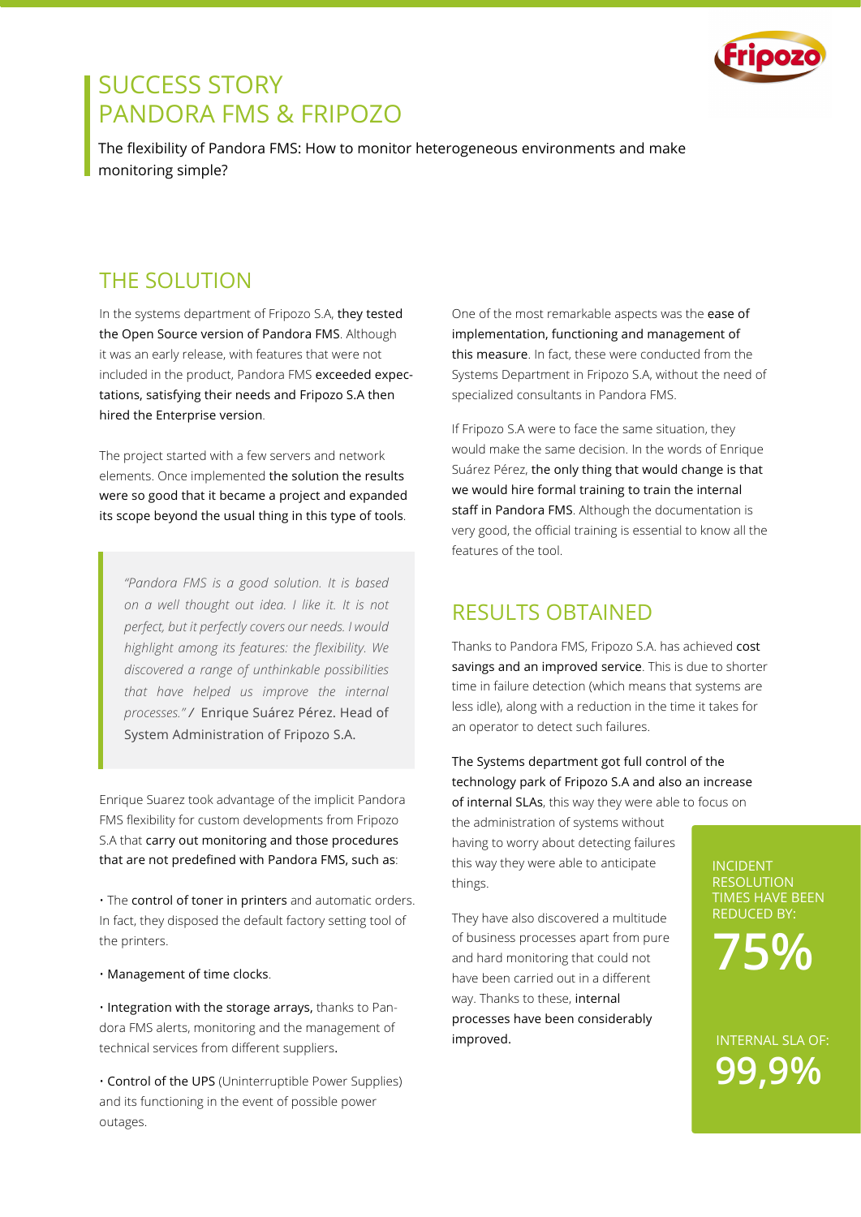# SUCCESS STORY
# PANDORA FMS & FRIPOZO

The flexibility of Pandora FMS: How to monitor heterogeneous environments and make monitoring simple?

## THE SOLUTION

In the systems department of Fripozo S.A, they tested the Open Source version of Pandora FMS. Although it was an early release, with features that were not included in the product, Pandora FMS exceeded expectations, satisfying their needs and Fripozo S.A then hired the Enterprise version.

The project started with a few servers and network elements. Once implemented the solution the results were so good that it became a project and expanded its scope beyond the usual thing in this type of tools.

> *"Pandora FMS is a good solution. It is based on a well thought out idea. I like it. It is not perfect, but it perfectly covers our needs. I would highlight among its features: the flexibility. We discovered a range of unthinkable possibilities that have helped us improve the internal processes."* / Enrique Suárez Pérez. Head of System Administration of Fripozo S.A.

Enrique Suarez took advantage of the implicit Pandora FMS flexibility for custom developments from Fripozo S.A that carry out monitoring and those procedures that are not predefined with Pandora FMS, such as:

- The control of toner in printers and automatic orders. In fact, they disposed the default factory setting tool of the printers.
- Management of time clocks.
- Integration with the storage arrays, thanks to Pandora FMS alerts, monitoring and the management of technical services from different suppliers.
- Control of the UPS (Uninterruptible Power Supplies) and its functioning in the event of possible power outages.

One of the most remarkable aspects was the ease of implementation, functioning and management of this measure. In fact, these were conducted from the Systems Department in Fripozo S.A, without the need of specialized consultants in Pandora FMS.

If Fripozo S.A were to face the same situation, they would make the same decision. In the words of Enrique Suárez Pérez, the only thing that would change is that we would hire formal training to train the internal staff in Pandora FMS. Although the documentation is very good, the official training is essential to know all the features of the tool.

## RESULTS OBTAINED

Thanks to Pandora FMS, Fripozo S.A. has achieved cost savings and an improved service. This is due to shorter time in failure detection (which means that systems are less idle), along with a reduction in the time it takes for an operator to detect such failures.

The Systems department got full control of the technology park of Fripozo S.A and also an increase of internal SLAs, this way they were able to focus on the administration of systems without having to worry about detecting failures this way they were able to anticipate things.

They have also discovered a multitude of business processes apart from pure and hard monitoring that could not have been carried out in a different way. Thanks to these, internal processes have been considerably improved.

INCIDENT RESOLUTION TIMES HAVE BEEN REDUCED BY:

**75%**

INTERNAL SLA OF:

**99,9%**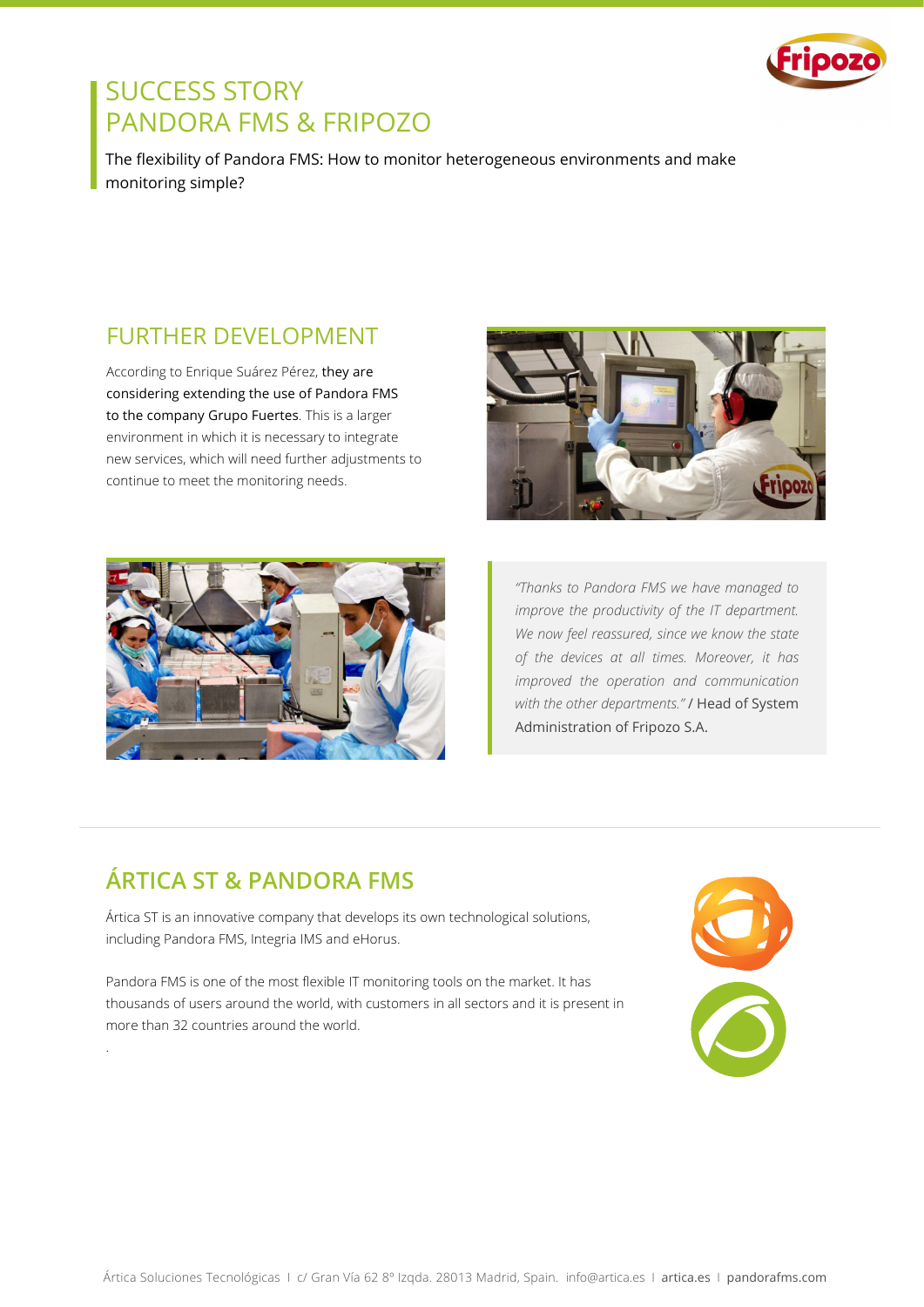# SUCCESS STORY
# PANDORA FMS & FRIPOZO

The flexibility of Pandora FMS: How to monitor heterogeneous environments and make monitoring simple?

## FURTHER DEVELOPMENT

According to Enrique Suárez Pérez, they are considering extending the use of Pandora FMS to the company Grupo Fuertes. This is a larger environment in which it is necessary to integrate new services, which will need further adjustments to continue to meet the monitoring needs.

> *"Thanks to Pandora FMS we have managed to improve the productivity of the IT department. We now feel reassured, since we know the state of the devices at all times. Moreover, it has improved the operation and communication with the other departments."* / Head of System Administration of Fripozo S.A.

## ÁRTICA ST & PANDORA FMS

Ártica ST is an innovative company that develops its own technological solutions, including Pandora FMS, Integria IMS and eHorus.

Pandora FMS is one of the most flexible IT monitoring tools on the market. It has thousands of users around the world, with customers in all sectors and it is present in more than 32 countries around the world.

Ártica Soluciones Tecnológicas I c/ Gran Vía 62 8º Izqda. 28013 Madrid, Spain. info@artica.es I artica.es I pandorafms.com